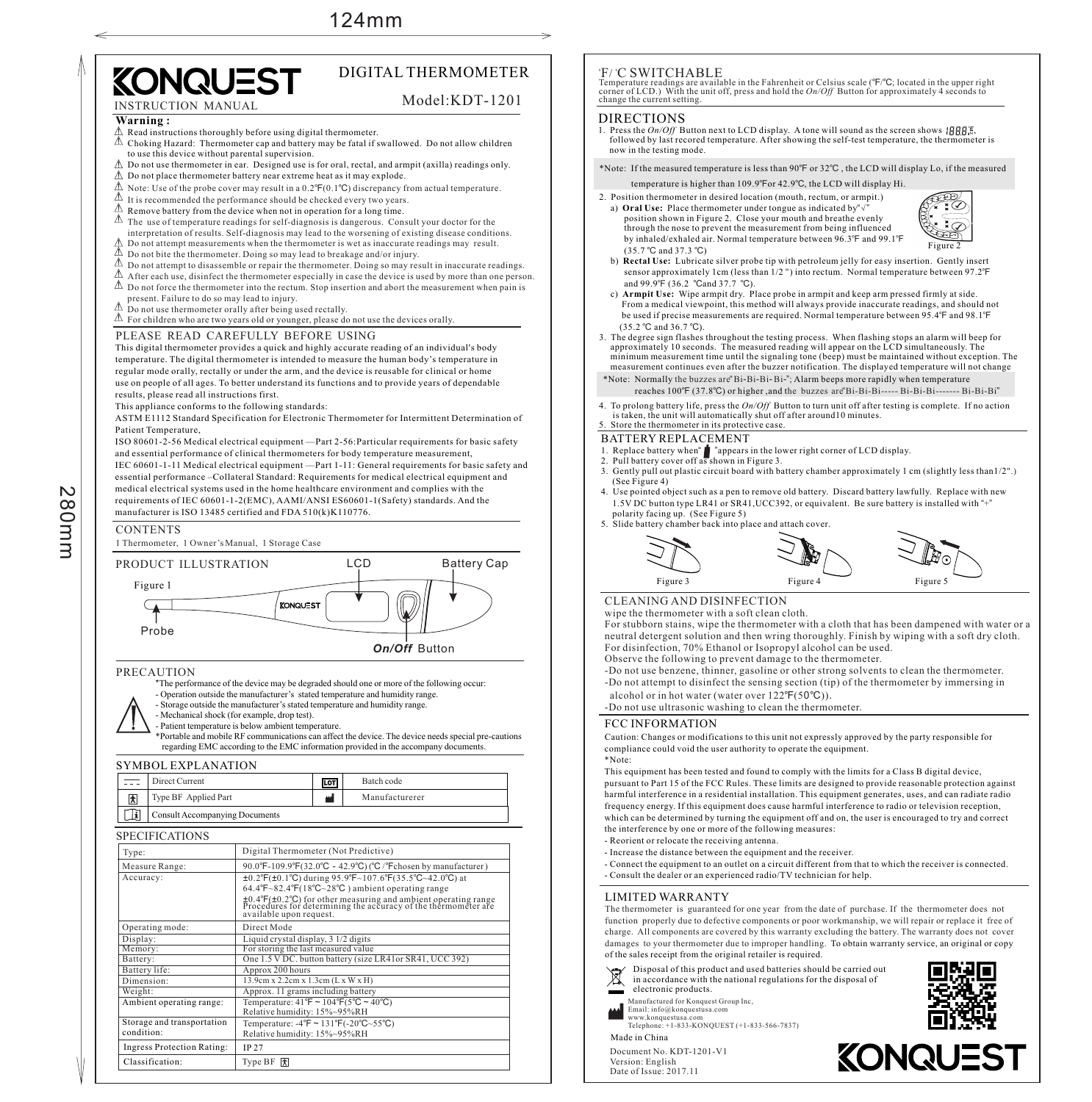# KONQUEST

INSTRUCTION MANUAL

## DIGITAL THERMOMETER

Model:KDT-1201

**Warning :**

- ⚠ Read instructions thoroughly before using digital thermometer.
- ⚠ Choking Hazard: Thermometer cap and battery may be fatal if swallowed. Do not allow children to use this device without parental supervision.
- ⚠ Do not use thermometer in ear. Designed use is for oral, rectal, and armpit (axilla) readings only.
- ⚠ Do not place thermometer battery near extreme heat as it may explode.
- ⚠ Note: Use of the probe cover may result in a 0.2℉(0.1℃) discrepancy from actual temperature.
- ⚠ It is recommended the performance should be checked every two years.
- ⚠ Remove battery from the device when not in operation for a long time.
- ⚠ The use of temperature readings for self-diagnosis is dangerous. Consult your doctor for the interpretation of results. Self-diagnosis may lead to the worsening of existing disease conditions.
- ⚠ Do not attempt measurements when the thermometer is wet as inaccurate readings may result.
- ⚠ Do not bite the thermometer. Doing so may lead to breakage and/or injury.
- ⚠ Do not attempt to disassemble or repair the thermometer. Doing so may result in inaccurate readings.
- ⚠ After each use, disinfect the thermometer especially in case the device is used by more than one person.
- ⚠ Do not force the thermometer into the rectum. Stop insertion and abort the measurement when pain is present. Failure to do so may lead to injury.
- ⚠ Do not use thermometer orally after being used rectally.
- ⚠ For children who are two years old or younger, please do not use the devices orally.

## PLEASE READ CAREFULLY BEFORE USING

This digital thermometer provides a quick and highly accurate reading of an individual's body temperature. The digital thermometer is intended to measure the human body's temperature in regular mode orally, rectally or under the arm, and the device is reusable for clinical or home use on people of all ages. To better understand its functions and to provide years of dependable results, please read all instructions first.

This appliance conforms to the following standards:

ASTM E1112 Standard Specification for Electronic Thermometer for Intermittent Determination of Patient Temperature,

ISO 80601-2-56 Medical electrical equipment —Part 2-56:Particular requirements for basic safety and essential performance of clinical thermometers for body temperature measurement,

IEC 60601-1-11 Medical electrical equipment —Part 1-11: General requirements for basic safety and essential performance –Collateral Standard: Requirements for medical electrical equipment and medical electrical systems used in the home healthcare environment and complies with the requirements of IEC 60601-1-2(EMC), AAMI/ANSI ES60601-1(Safety) standards. And the manufacturer is ISO 13485 certified and FDA 510(k)K110776.

## CONTENTS

1 Thermometer, 1 Owner's Manual, 1 Storage Case

## PRODUCT ILLUSTRATION

Figure 1

LCD — Battery Cap — Probe — *On/Off* Button

## PRECAUTION

*The performance of the device may be degraded should one or more of the following occur:
- Operation outside the manufacturer's stated temperature and humidity range.
- Storage outside the manufacturer's stated temperature and humidity range.
- Mechanical shock (for example, drop test).
- Patient temperature is below ambient temperature.

*Portable and mobile RF communications can affect the device. The device needs special pre-cautions regarding EMC according to the EMC information provided in the accompany documents.

## SYMBOL EXPLANATION

| Symbol | Meaning | Symbol | Meaning |
|---|---|---|---|
| ⎓ | Direct Current | LOT | Batch code |
| 🯅 | Type BF Applied Part | 🏭 | Manufacturerer |
| 🕮 | Consult Accompanying Documents | | |

## SPECIFICATIONS

| | |
|---|---|
| Type: | Digital Thermometer (Not Predictive) |
| Measure Range: | 90.0℉-109.9℉(32.0℃ - 42.9℃) (℃ /℉chosen by manufacturer) |
| Accuracy: | ±0.2℉(±0.1℃) during 95.9℉~107.6℉(35.5℃~42.0℃) at 64.4℉~82.4℉(18℃~28℃ ) ambient operating range<br>±0.4℉(±0.2℃) for other measuring and ambient operating range Procedures for determining the accuracy of the thermometer are available upon request. |
| Operating mode: | Direct Mode |
| Display: | Liquid crystal display, 3 1/2 digits |
| Memory: | For storing the last measured value |
| Battery: | One 1.5 V DC. button battery (size LR41or SR41, UCC 392) |
| Battery life: | Approx 200 hours |
| Dimension: | 13.9cm x 2.2cm x 1.3cm (L x W x H) |
| Weight: | Approx. 11 grams including battery |
| Ambient operating range: | Temperature: 41℉ ~ 104℉(5℃ ~ 40℃)<br>Relative humidity: 15%~95%RH |
| Storage and transportation condition: | Temperature: -4℉ ~ 131℉(-20℃~55℃)<br>Relative humidity: 15%~95%RH |
| Ingress Protection Rating: | IP 27 |
| Classification: | Type BF |

## ℉/℃ SWITCHABLE

Temperature readings are available in the Fahrenheit or Celsius scale (℉/℃; located in the upper right corner of LCD.) With the unit off, press and hold the *On/Off* Button for approximately 4 seconds to change the current setting.

## DIRECTIONS

1. Press the *On/Off* Button next to LCD display. A tone will sound as the screen shows 188.8℉, followed by last recored temperature. After showing the self-test temperature, the thermometer is now in the testing mode.

*Note: If the measured temperature is less than 90℉ or 32℃ , the LCD will display Lo, if the measured temperature is higher than 109.9℉or 42.9℃, the LCD will display Hi.

2. Position thermometer in desired location (mouth, rectum, or armpit.)
   a) **Oral Use:** Place thermometer under tongue as indicated by"√" position shown in Figure 2. Close your mouth and breathe evenly through the nose to prevent the measurement from being influenced by inhaled/exhaled air. Normal temperature between 96.3℉ and 99.1℉ (35.7 ℃ and 37.3 ℃)
   
   Figure 2
   
   b) **Rectal Use:** Lubricate silver probe tip with petroleum jelly for easy insertion. Gently insert sensor approximately 1cm (less than 1/2 ") into rectum. Normal temperature between 97.2℉ and 99.9℉ (36.2 ℃and 37.7 ℃).
   c) **Armpit Use:** Wipe armpit dry. Place probe in armpit and keep arm pressed firmly at side. From a medical viewpoint, this method will always provide inaccurate readings, and should not be used if precise measurements are required. Normal temperature between 95.4℉ and 98.1℉ (35.2 ℃ and 36.7 ℃).
3. The degree sign flashes throughout the testing process. When flashing stops an alarm will beep for approximately 10 seconds. The measured reading will appear on the LCD simultaneously. The minimum measurement time until the signaling tone (beep) must be maintained without exception. The measurement continues even after the buzzer notification. The displayed temperature will not change

*Note: Normally the buzzes are"Bi-Bi-Bi-Bi-"; Alarm beeps more rapidly when temperature reaches 100℉ (37.8℃) or higher ,and the buzzes are"Bi-Bi-Bi----- Bi-Bi-Bi------- Bi-Bi-Bi"

4. To prolong battery life, press the *On/Off* Button to turn unit off after testing is complete. If no action is taken, the unit will automatically shut off after around10 minutes.
5. Store the thermometer in its protective case.

## BATTERY REPLACEMENT

1. Replace battery when" ▮ "appears in the lower right corner of LCD display.
2. Pull battery cover off as shown in Figure 3.
3. Gently pull out plastic circuit board with battery chamber approximately 1 cm (slightly less than1/2".) (See Figure 4)
4. Use pointed object such as a pen to remove old battery. Discard battery lawfully. Replace with new 1.5V DC button type LR41 or SR41,UCC392, or equivalent. Be sure battery is installed with "+" polarity facing up. (See Figure 5)
5. Slide battery chamber back into place and attach cover.

Figure 3 Figure 4 Figure 5

## CLEANING AND DISINFECTION

wipe the thermometer with a soft clean cloth.

For stubborn stains, wipe the thermometer with a cloth that has been dampened with water or a neutral detergent solution and then wring thoroughly. Finish by wiping with a soft dry cloth.

For disinfection, 70% Ethanol or Isopropyl alcohol can be used.

Observe the following to prevent damage to the thermometer.

- Do not use benzene, thinner, gasoline or other strong solvents to clean the thermometer.
- Do not attempt to disinfect the sensing section (tip) of the thermometer by immersing in alcohol or in hot water (water over 122℉(50℃)).
- Do not use ultrasonic washing to clean the thermometer.

## FCC INFORMATION

Caution: Changes or modifications to this unit not expressly approved by the party responsible for compliance could void the user authority to operate the equipment.

*Note:

This equipment has been tested and found to comply with the limits for a Class B digital device, pursuant to Part 15 of the FCC Rules. These limits are designed to provide reasonable protection against harmful interference in a residential installation. This equipment generates, uses, and can radiate radio frequency energy. If this equipment does cause harmful interference to radio or television reception, which can be determined by turning the equipment off and on, the user is encouraged to try and correct the interference by one or more of the following measures:

- Reorient or relocate the receiving antenna.
- Increase the distance between the equipment and the receiver.
- Connect the equipment to an outlet on a circuit different from that to which the receiver is connected.
- Consult the dealer or an experienced radio/TV technician for help.

## LIMITED WARRANTY

The thermometer is guaranteed for one year from the date of purchase. If the thermometer does not function properly due to defective components or poor workmanship, we will repair or replace it free of charge. All components are covered by this warranty excluding the battery. The warranty does not cover damages to your thermometer due to improper handling. To obtain warranty service, an original or copy of the sales receipt from the original retailer is required.

Disposal of this product and used batteries should be carried out in accordance with the national regulations for the disposal of electronic products.

Manufactured for Konquest Group Inc,
Email: info@konquestusa.com
www.konquestusa.com
Telephone: +1-833-KONQUEST (+1-833-566-7837)

Made in China

Document No. KDT-1201-V1
Version: English
Date of Issue: 2017.11

KONQUEST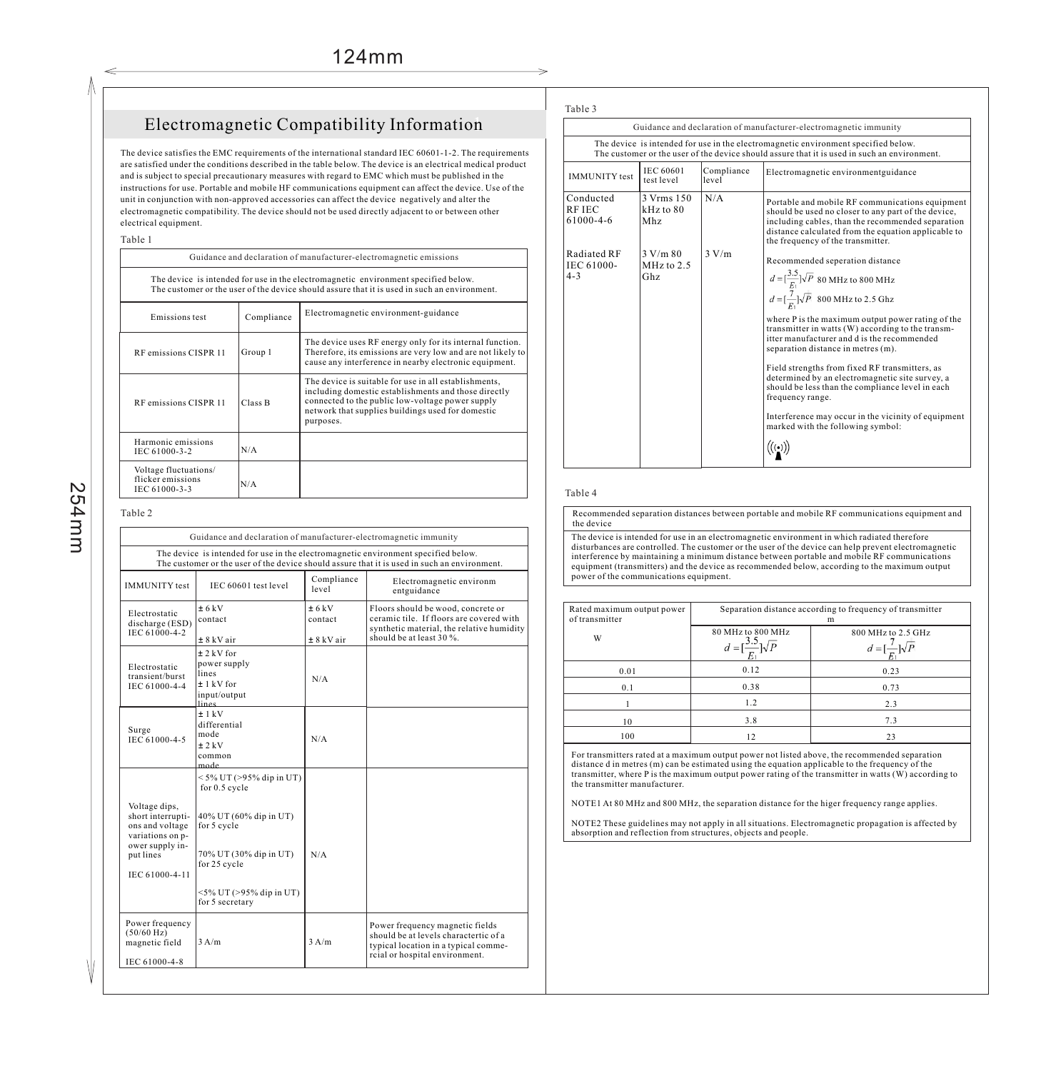# Electromagnetic Compatibility Information

The device satisfies the EMC requirements of the international standard IEC 60601-1-2. The requirements are satisfied under the conditions described in the table below. The device is an electrical medical product and is subject to special precautionary measures with regard to EMC which must be published in the instructions for use. Portable and mobile HF communications equipment can affect the device. Use of the unit in conjunction with non-approved accessories can affect the device negatively and alter the electromagnetic compatibility. The device should not be used directly adjacent to or between other electrical equipment.

Table 1

| Guidance and declaration of manufacturer-electromagnetic emissions | | |
|---|---|---|
| The device is intended for use in the electromagnetic environment specified below. The customer or the user of the device should assure that it is used in such an environment. | | |
| Emissions test | Compliance | Electromagnetic environment-guidance |
| RF emissions CISPR 11 | Group 1 | The device uses RF energy only for its internal function. Therefore, its emissions are very low and are not likely to cause any interference in nearby electronic equipment. |
| RF emissions CISPR 11 | Class B | The device is suitable for use in all establishments, including domestic establishments and those directly connected to the public low-voltage power supply network that supplies buildings used for domestic purposes. |
| Harmonic emissions IEC 61000-3-2 | N/A | |
| Voltage fluctuations/ flicker emissions IEC 61000-3-3 | N/A | |

Table 2

| Guidance and declaration of manufacturer-electromagnetic immunity | | | |
|---|---|---|---|
| The device is intended for use in the electromagnetic environment specified below. The customer or the user of the device should assure that it is used in such an environment. | | | |
| IMMUNITY test | IEC 60601 test level | Compliance level | Electromagnetic environm entguidance |
| Electrostatic discharge (ESD) IEC 61000-4-2 | ± 6 kV contact<br>± 8 kV air | ± 6 kV contact<br>± 8 kV air | Floors should be wood, concrete or ceramic tile. If floors are covered with synthetic material, the relative humidity should be at least 30 %. |
| Electrostatic transient/burst IEC 61000-4-4 | ± 2 kV for power supply lines<br>± 1 kV for input/output lines | N/A | |
| Surge IEC 61000-4-5 | ± 1 kV differential mode<br>± 2 kV common mode | N/A | |
| Voltage dips, short interruptions and voltage variations on power supply input lines<br>IEC 61000-4-11 | < 5% UT (>95% dip in UT) for 0.5 cycle<br>40% UT (60% dip in UT) for 5 cycle<br>70% UT (30% dip in UT) for 25 cycle<br><5% UT (>95% dip in UT) for 5 secretary | N/A | |
| Power frequency (50/60 Hz) magnetic field<br>IEC 61000-4-8 | 3 A/m | 3 A/m | Power frequency magnetic fields should be at levels charactertic of a typical location in a typical commercial or hospital environment. |

Table 3

| Guidance and declaration of manufacturer-electromagnetic immunity | | | |
|---|---|---|---|
| The device is intended for use in the electromagnetic environment specified below. The customer or the user of the device should assure that it is used in such an environment. | | | |
| IMMUNITY test | IEC 60601 test level | Compliance level | Electromagnetic environmentguidance |
| Conducted RF IEC 61000-4-6<br>Radiated RF IEC 61000-4-3 | 3 Vrms 150 kHz to 80 Mhz<br>3 V/m 80 MHz to 2.5 Ghz | N/A<br>3 V/m | Portable and mobile RF communications equipment should be used no closer to any part of the device, including cables, than the recommended separation distance calculated from the equation applicable to the frequency of the transmitter.<br>Recommended seperation distance<br>$d = [\frac{3.5}{E_1}]\sqrt{P}$ 80 MHz to 800 MHz<br>$d = [\frac{7}{E_1}]\sqrt{P}$ 800 MHz to 2.5 Ghz<br>where P is the maximum output power rating of the transmitter in watts (W) according to the transmitter manufacturer and d is the recommended separation distance in metres (m).<br>Field strengths from fixed RF transmitters, as determined by an electromagnetic site survey, a should be less than the compliance level in each frequency range.<br>Interference may occur in the vicinity of equipment marked with the following symbol: |

Table 4

Recommended separation distances between portable and mobile RF communications equipment and the device

The device is intended for use in an electromagnetic environment in which radiated therefore disturbances are controlled. The customer or the user of the device can help prevent electromagnetic interference by maintaining a minimum distance between portable and mobile RF communications equipment (transmitters) and the device as recommended below, according to the maximum output power of the communications equipment.

| Rated maximum output power of transmitter W | Separation distance according to frequency of transmitter m | |
|---|---|---|
| | 80 MHz to 800 MHz $d = [\frac{3.5}{E_1}]\sqrt{P}$ | 800 MHz to 2.5 GHz $d = [\frac{7}{E_1}]\sqrt{P}$ |
| 0.01 | 0.12 | 0.23 |
| 0.1 | 0.38 | 0.73 |
| 1 | 1.2 | 2.3 |
| 10 | 3.8 | 7.3 |
| 100 | 12 | 23 |

For transmitters rated at a maximum output power not listed above, the recommended separation distance d in metres (m) can be estimated using the equation applicable to the frequency of the transmitter, where P is the maximum output power rating of the transmitter in watts (W) according to the transmitter manufacturer.

NOTE1 At 80 MHz and 800 MHz, the separation distance for the higer frequency range applies.

NOTE2 These guidelines may not apply in all situations. Electromagnetic propagation is affected by absorption and reflection from structures, objects and people.